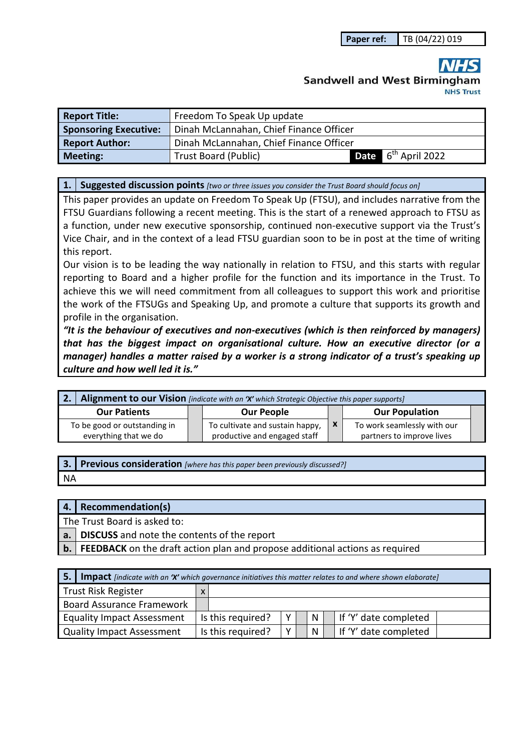| Paper ref: | TB (04/22) 019 |
|---|---|

**NHS**
**Sandwell and West Birmingham**
**NHS Trust**

| Report Title: | Freedom To Speak Up update | | |
|---|---|---|---|
| **Sponsoring Executive:** | Dinah McLannahan, Chief Finance Officer | | |
| **Report Author:** | Dinah McLannahan, Chief Finance Officer | | |
| **Meeting:** | Trust Board (Public) | **Date** | 6th April 2022 |

## 1. Suggested discussion points *[two or three issues you consider the Trust Board should focus on]*

This paper provides an update on Freedom To Speak Up (FTSU), and includes narrative from the FTSU Guardians following a recent meeting. This is the start of a renewed approach to FTSU as a function, under new executive sponsorship, continued non-executive support via the Trust's Vice Chair, and in the context of a lead FTSU guardian soon to be in post at the time of writing this report.

Our vision is to be leading the way nationally in relation to FTSU, and this starts with regular reporting to Board and a higher profile for the function and its importance in the Trust. To achieve this we will need commitment from all colleagues to support this work and prioritise the work of the FTSUGs and Speaking Up, and promote a culture that supports its growth and profile in the organisation.

***"It is the behaviour of executives and non-executives (which is then reinforced by managers) that has the biggest impact on organisational culture. How an executive director (or a manager) handles a matter raised by a worker is a strong indicator of a trust's speaking up culture and how well led it is."***

## 2. Alignment to our Vision *[indicate with an 'X' which Strategic Objective this paper supports]*

| Our Patients | | Our People | | Our Population | |
|---|---|---|---|---|---|
| To be good or outstanding in everything that we do | | To cultivate and sustain happy, productive and engaged staff | x | To work seamlessly with our partners to improve lives | |

## 3. Previous consideration *[where has this paper been previously discussed?]*

NA

## 4. Recommendation(s)

The Trust Board is asked to:

| | |
|---|---|
| **a.** | **DISCUSS** and note the contents of the report |
| **b.** | **FEEDBACK** on the draft action plan and propose additional actions as required |

## 5. Impact *[indicate with an 'X' which governance initiatives this matter relates to and where shown elaborate]*

| | | | | | | | |
|---|---|---|---|---|---|---|---|
| Trust Risk Register | x | | | | | | |
| Board Assurance Framework | | | | | | | |
| Equality Impact Assessment | Is this required? | Y | | N | | If 'Y' date completed | |
| Quality Impact Assessment | Is this required? | Y | | N | | If 'Y' date completed | |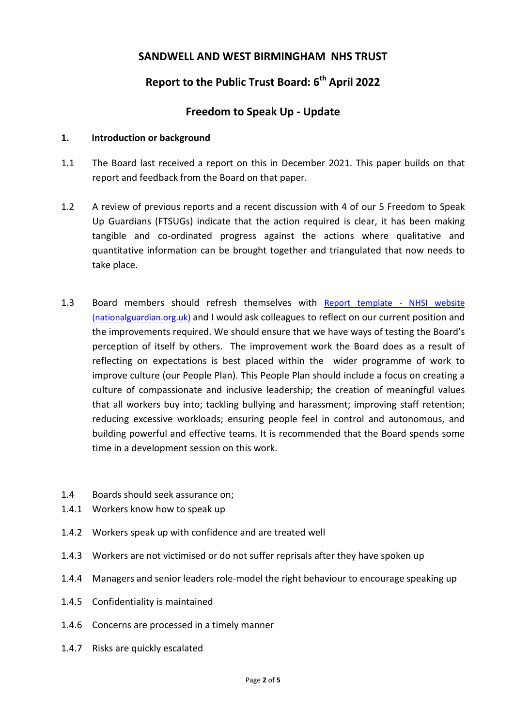# SANDWELL AND WEST BIRMINGHAM NHS TRUST

## Report to the Public Trust Board: 6th April 2022

## Freedom to Speak Up - Update

### 1. Introduction or background

1.1 The Board last received a report on this in December 2021. This paper builds on that report and feedback from the Board on that paper.

1.2 A review of previous reports and a recent discussion with 4 of our 5 Freedom to Speak Up Guardians (FTSUGs) indicate that the action required is clear, it has been making tangible and co-ordinated progress against the actions where qualitative and quantitative information can be brought together and triangulated that now needs to take place.

1.3 Board members should refresh themselves with [Report template - NHSI website (nationalguardian.org.uk)]() and I would ask colleagues to reflect on our current position and the improvements required. We should ensure that we have ways of testing the Board's perception of itself by others. The improvement work the Board does as a result of reflecting on expectations is best placed within the wider programme of work to improve culture (our People Plan). This People Plan should include a focus on creating a culture of compassionate and inclusive leadership; the creation of meaningful values that all workers buy into; tackling bullying and harassment; improving staff retention; reducing excessive workloads; ensuring people feel in control and autonomous, and building powerful and effective teams. It is recommended that the Board spends some time in a development session on this work.

1.4 Boards should seek assurance on;

1.4.1 Workers know how to speak up

1.4.2 Workers speak up with confidence and are treated well

1.4.3 Workers are not victimised or do not suffer reprisals after they have spoken up

1.4.4 Managers and senior leaders role-model the right behaviour to encourage speaking up

1.4.5 Confidentiality is maintained

1.4.6 Concerns are processed in a timely manner

1.4.7 Risks are quickly escalated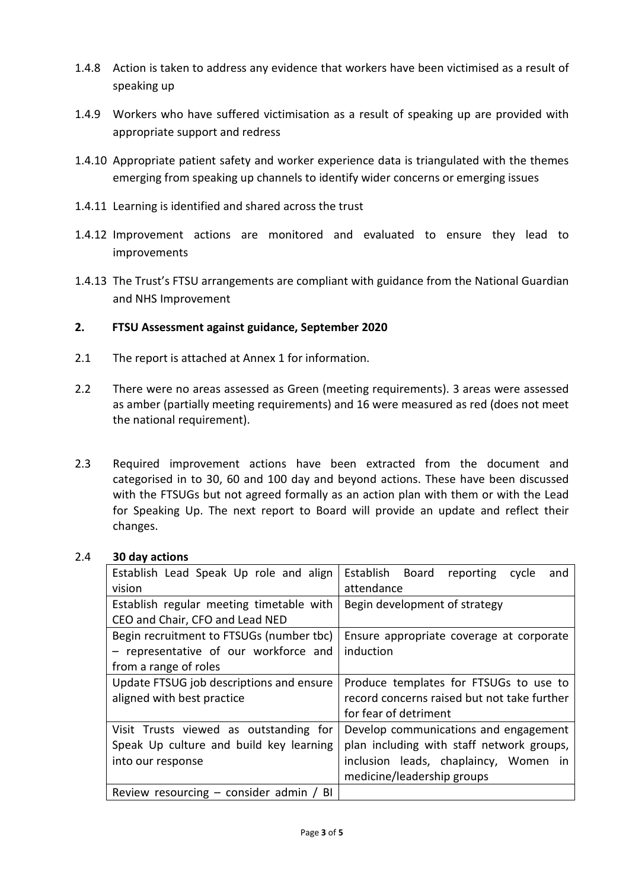1.4.8 Action is taken to address any evidence that workers have been victimised as a result of speaking up

1.4.9 Workers who have suffered victimisation as a result of speaking up are provided with appropriate support and redress

1.4.10 Appropriate patient safety and worker experience data is triangulated with the themes emerging from speaking up channels to identify wider concerns or emerging issues

1.4.11 Learning is identified and shared across the trust

1.4.12 Improvement actions are monitored and evaluated to ensure they lead to improvements

1.4.13 The Trust's FTSU arrangements are compliant with guidance from the National Guardian and NHS Improvement

## 2. FTSU Assessment against guidance, September 2020

2.1 The report is attached at Annex 1 for information.

2.2 There were no areas assessed as Green (meeting requirements). 3 areas were assessed as amber (partially meeting requirements) and 16 were measured as red (does not meet the national requirement).

2.3 Required improvement actions have been extracted from the document and categorised in to 30, 60 and 100 day and beyond actions. These have been discussed with the FTSUGs but not agreed formally as an action plan with them or with the Lead for Speaking Up. The next report to Board will provide an update and reflect their changes.

2.4 **30 day actions**

| | |
|---|---|
| Establish Lead Speak Up role and align vision | Establish Board reporting cycle and attendance |
| Establish regular meeting timetable with CEO and Chair, CFO and Lead NED | Begin development of strategy |
| Begin recruitment to FTSUGs (number tbc) – representative of our workforce and from a range of roles | Ensure appropriate coverage at corporate induction |
| Update FTSUG job descriptions and ensure aligned with best practice | Produce templates for FTSUGs to use to record concerns raised but not take further for fear of detriment |
| Visit Trusts viewed as outstanding for Speak Up culture and build key learning into our response | Develop communications and engagement plan including with staff network groups, inclusion leads, chaplaincy, Women in medicine/leadership groups |
| Review resourcing – consider admin / BI | |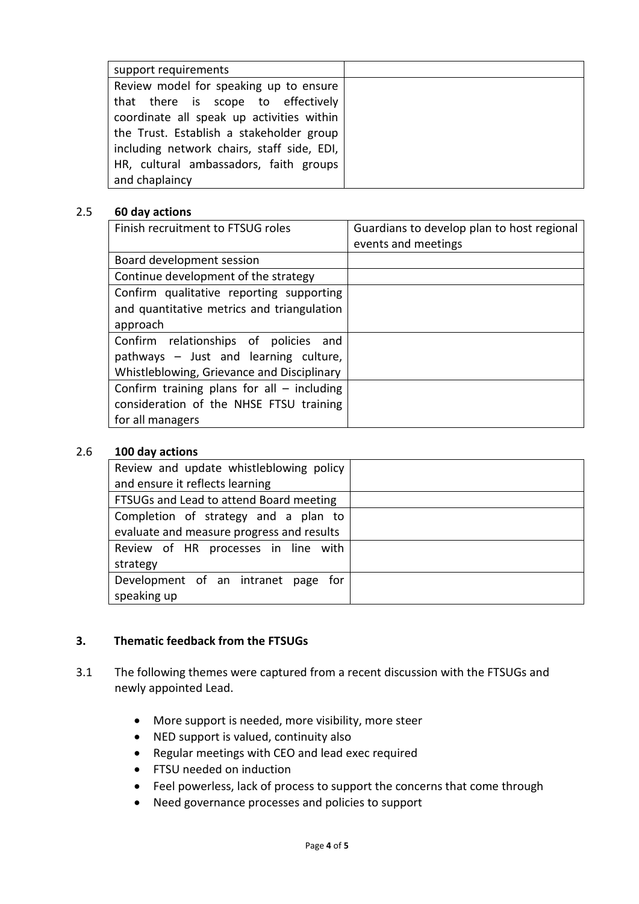| support requirements | |
|---|---|
| Review model for speaking up to ensure that there is scope to effectively coordinate all speak up activities within the Trust. Establish a stakeholder group including network chairs, staff side, EDI, HR, cultural ambassadors, faith groups and chaplaincy | |

2.5 **60 day actions**

| Finish recruitment to FTSUG roles | Guardians to develop plan to host regional events and meetings |
|---|---|
| Board development session | |
| Continue development of the strategy | |
| Confirm qualitative reporting supporting and quantitative metrics and triangulation approach | |
| Confirm relationships of policies and pathways – Just and learning culture, Whistleblowing, Grievance and Disciplinary | |
| Confirm training plans for all – including consideration of the NHSE FTSU training for all managers | |

2.6 **100 day actions**

| Review and update whistleblowing policy and ensure it reflects learning | |
|---|---|
| FTSUGs and Lead to attend Board meeting | |
| Completion of strategy and a plan to evaluate and measure progress and results | |
| Review of HR processes in line with strategy | |
| Development of an intranet page for speaking up | |

## 3. Thematic feedback from the FTSUGs

3.1 The following themes were captured from a recent discussion with the FTSUGs and newly appointed Lead.

- More support is needed, more visibility, more steer
- NED support is valued, continuity also
- Regular meetings with CEO and lead exec required
- FTSU needed on induction
- Feel powerless, lack of process to support the concerns that come through
- Need governance processes and policies to support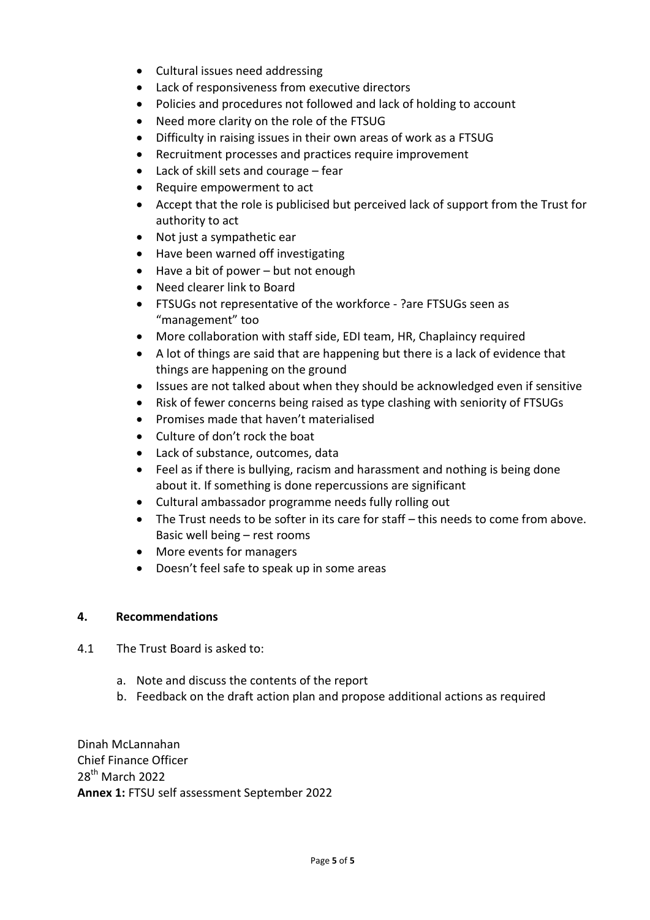- Cultural issues need addressing
- Lack of responsiveness from executive directors
- Policies and procedures not followed and lack of holding to account
- Need more clarity on the role of the FTSUG
- Difficulty in raising issues in their own areas of work as a FTSUG
- Recruitment processes and practices require improvement
- Lack of skill sets and courage – fear
- Require empowerment to act
- Accept that the role is publicised but perceived lack of support from the Trust for authority to act
- Not just a sympathetic ear
- Have been warned off investigating
- Have a bit of power – but not enough
- Need clearer link to Board
- FTSUGs not representative of the workforce - ?are FTSUGs seen as "management" too
- More collaboration with staff side, EDI team, HR, Chaplaincy required
- A lot of things are said that are happening but there is a lack of evidence that things are happening on the ground
- Issues are not talked about when they should be acknowledged even if sensitive
- Risk of fewer concerns being raised as type clashing with seniority of FTSUGs
- Promises made that haven't materialised
- Culture of don't rock the boat
- Lack of substance, outcomes, data
- Feel as if there is bullying, racism and harassment and nothing is being done about it. If something is done repercussions are significant
- Cultural ambassador programme needs fully rolling out
- The Trust needs to be softer in its care for staff – this needs to come from above. Basic well being – rest rooms
- More events for managers
- Doesn't feel safe to speak up in some areas

## 4. Recommendations

4.1 The Trust Board is asked to:

a. Note and discuss the contents of the report
b. Feedback on the draft action plan and propose additional actions as required

Dinah McLannahan
Chief Finance Officer
28th March 2022
**Annex 1:** FTSU self assessment September 2022